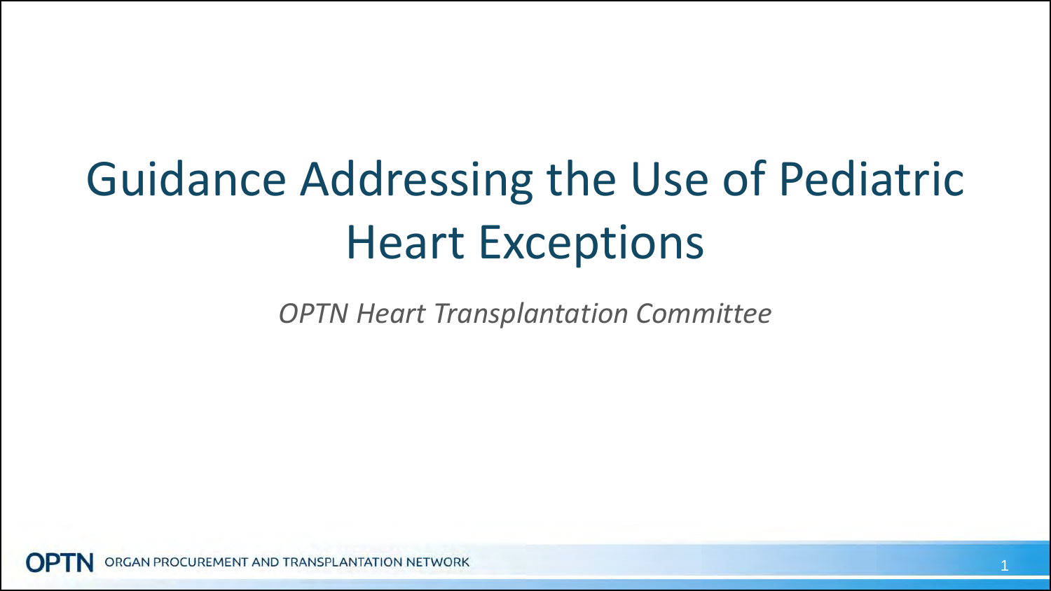# Guidance Addressing the Use of Pediatric Heart Exceptions

*OPTN Heart Transplantation Committee*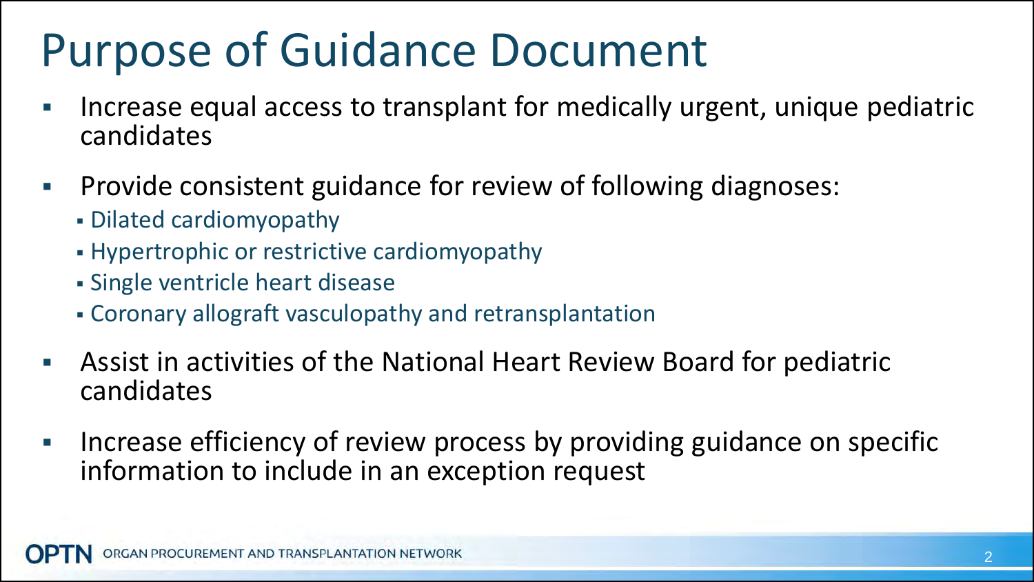# Purpose of Guidance Document

- Increase equal access to transplant for medically urgent, unique pediatric candidates
- Provide consistent guidance for review of following diagnoses:
  - Dilated cardiomyopathy
  - Hypertrophic or restrictive cardiomyopathy
  - Single ventricle heart disease
  - Coronary allograft vasculopathy and retransplantation
- Assist in activities of the National Heart Review Board for pediatric candidates
- Increase efficiency of review process by providing guidance on specific information to include in an exception request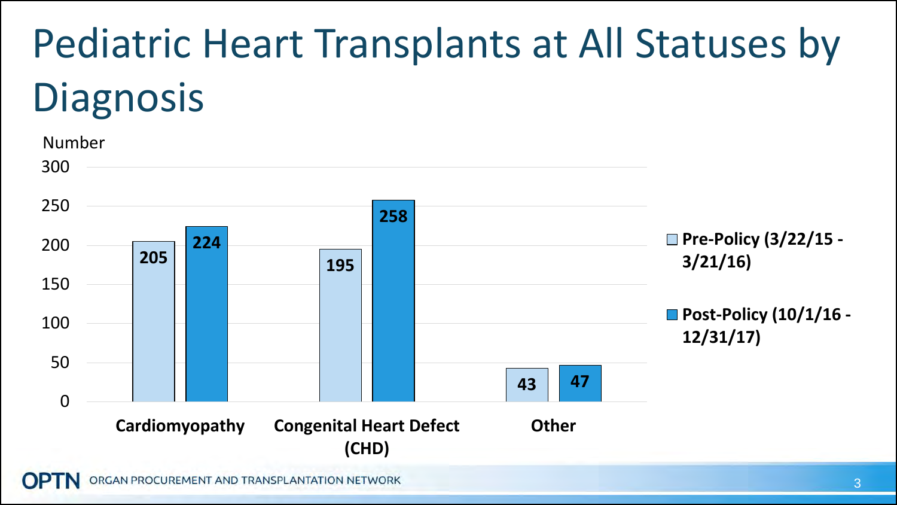# Pediatric Heart Transplants at All Statuses by Diagnosis

| Diagnosis | Pre-Policy (3/22/15 - 3/21/16) | Post-Policy (10/1/16 - 12/31/17) |
| --- | --- | --- |
| Cardiomyopathy | 205 | 224 |
| Congenital Heart Defect (CHD) | 195 | 258 |
| Other | 43 | 47 |

Number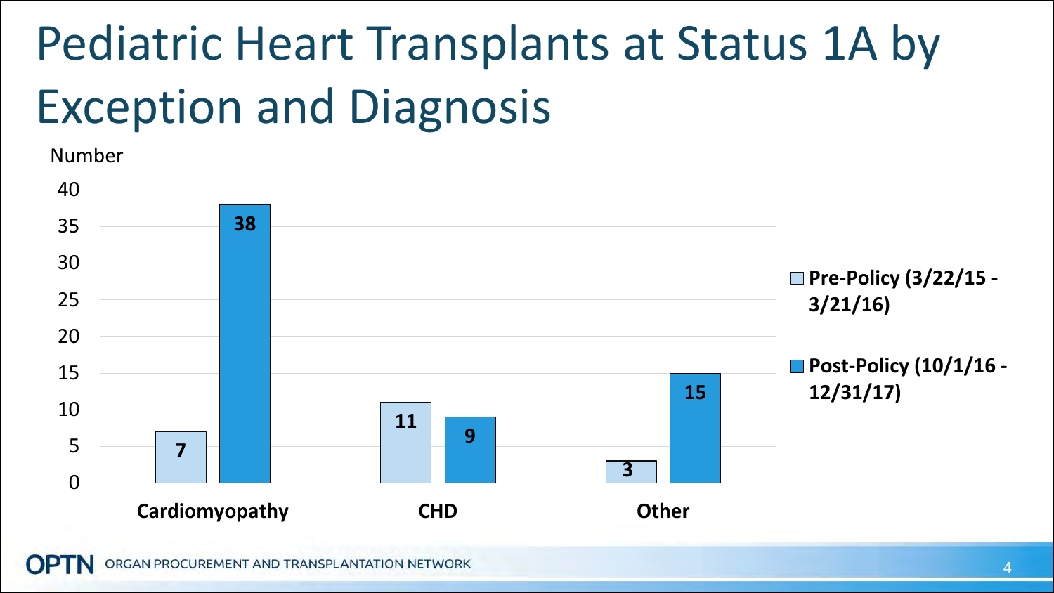# Pediatric Heart Transplants at Status 1A by Exception and Diagnosis

Number

| Diagnosis | Pre-Policy (3/22/15 - 3/21/16) | Post-Policy (10/1/16 - 12/31/17) |
| --- | --- | --- |
| Cardiomyopathy | 7 | 38 |
| CHD | 11 | 9 |
| Other | 3 | 15 |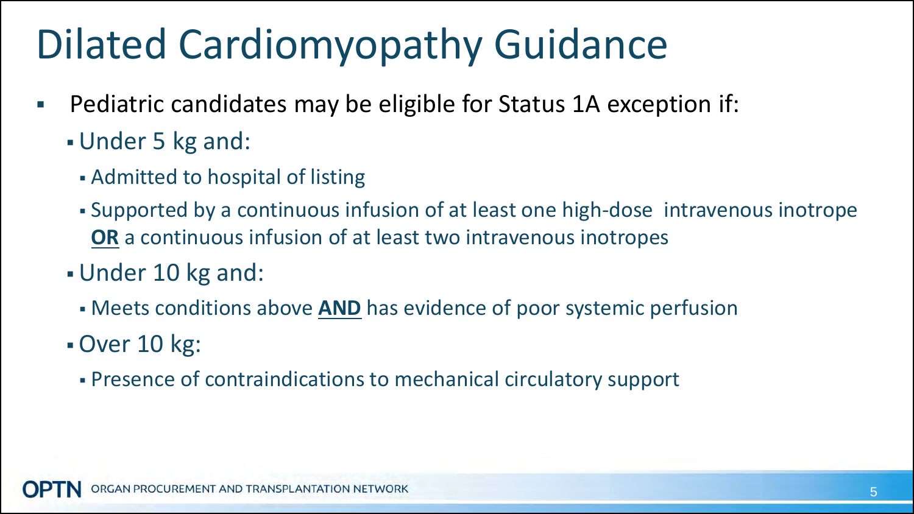# Dilated Cardiomyopathy Guidance

- Pediatric candidates may be eligible for Status 1A exception if:
  - Under 5 kg and:
    - Admitted to hospital of listing
    - Supported by a continuous infusion of at least one high-dose intravenous inotrope **<u>OR</u>** a continuous infusion of at least two intravenous inotropes
  - Under 10 kg and:
    - Meets conditions above **<u>AND</u>** has evidence of poor systemic perfusion
  - Over 10 kg:
    - Presence of contraindications to mechanical circulatory support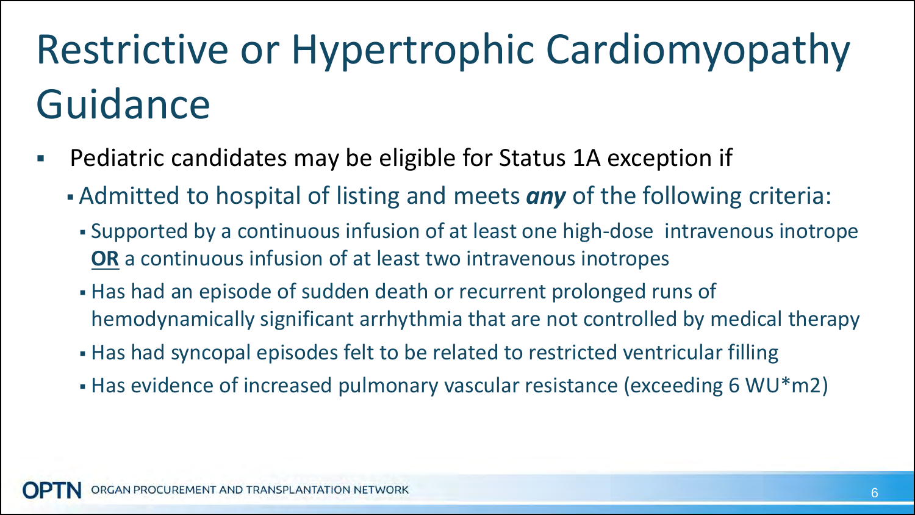# Restrictive or Hypertrophic Cardiomyopathy Guidance

- Pediatric candidates may be eligible for Status 1A exception if
  - Admitted to hospital of listing and meets ***any*** of the following criteria:
    - Supported by a continuous infusion of at least one high-dose intravenous inotrope **OR** a continuous infusion of at least two intravenous inotropes
    - Has had an episode of sudden death or recurrent prolonged runs of hemodynamically significant arrhythmia that are not controlled by medical therapy
    - Has had syncopal episodes felt to be related to restricted ventricular filling
    - Has evidence of increased pulmonary vascular resistance (exceeding 6 WU*m2)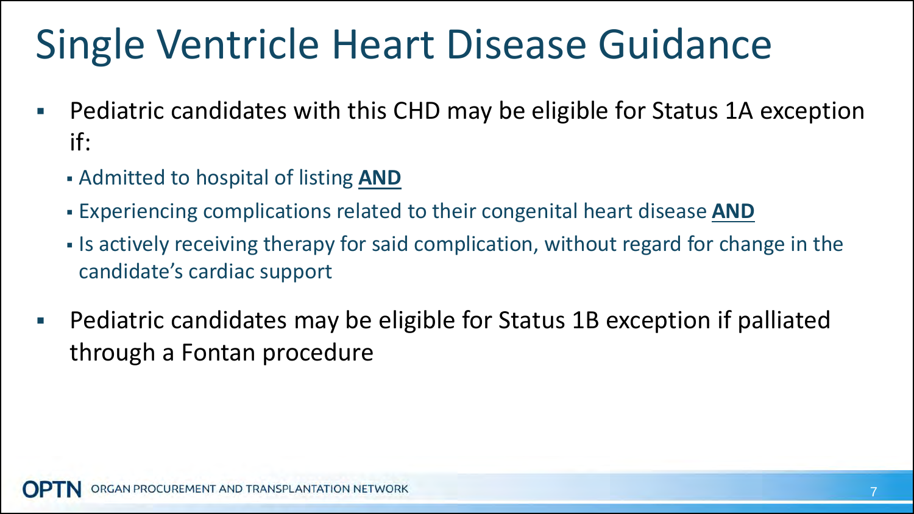# Single Ventricle Heart Disease Guidance

- Pediatric candidates with this CHD may be eligible for Status 1A exception if:
  - Admitted to hospital of listing **AND**
  - Experiencing complications related to their congenital heart disease **AND**
  - Is actively receiving therapy for said complication, without regard for change in the candidate's cardiac support
- Pediatric candidates may be eligible for Status 1B exception if palliated through a Fontan procedure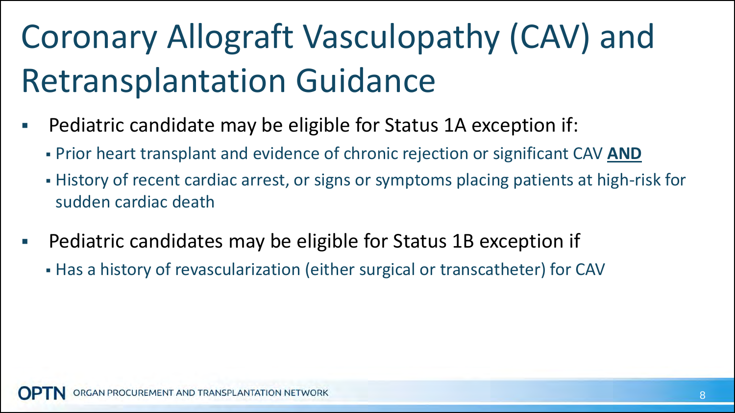# Coronary Allograft Vasculopathy (CAV) and Retransplantation Guidance

- Pediatric candidate may be eligible for Status 1A exception if:
  - Prior heart transplant and evidence of chronic rejection or significant CAV **AND**
  - History of recent cardiac arrest, or signs or symptoms placing patients at high-risk for sudden cardiac death
- Pediatric candidates may be eligible for Status 1B exception if
  - Has a history of revascularization (either surgical or transcatheter) for CAV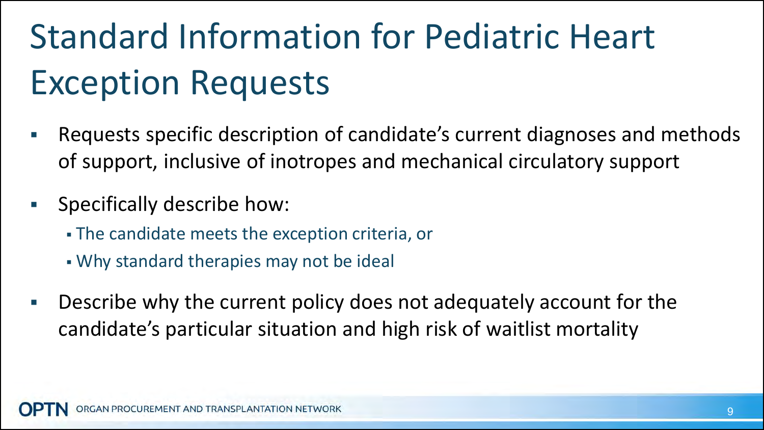# Standard Information for Pediatric Heart Exception Requests

- Requests specific description of candidate's current diagnoses and methods of support, inclusive of inotropes and mechanical circulatory support
- Specifically describe how:
  - The candidate meets the exception criteria, or
  - Why standard therapies may not be ideal
- Describe why the current policy does not adequately account for the candidate's particular situation and high risk of waitlist mortality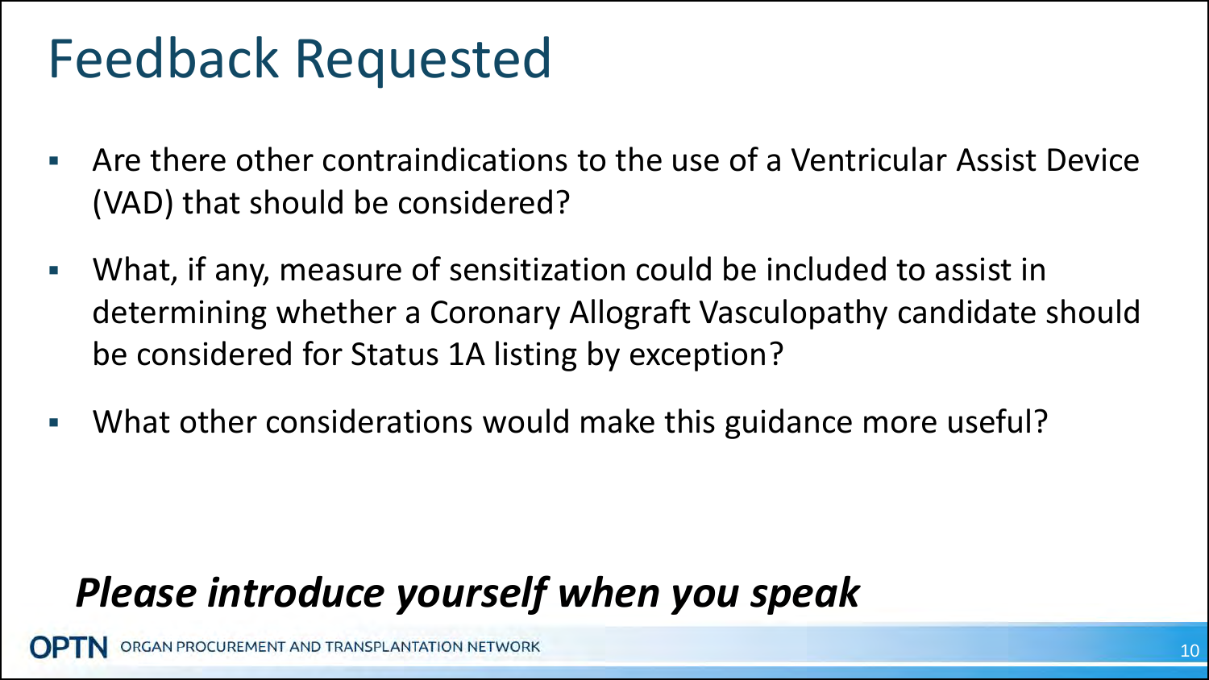# Feedback Requested

- Are there other contraindications to the use of a Ventricular Assist Device (VAD) that should be considered?
- What, if any, measure of sensitization could be included to assist in determining whether a Coronary Allograft Vasculopathy candidate should be considered for Status 1A listing by exception?
- What other considerations would make this guidance more useful?

***Please introduce yourself when you speak***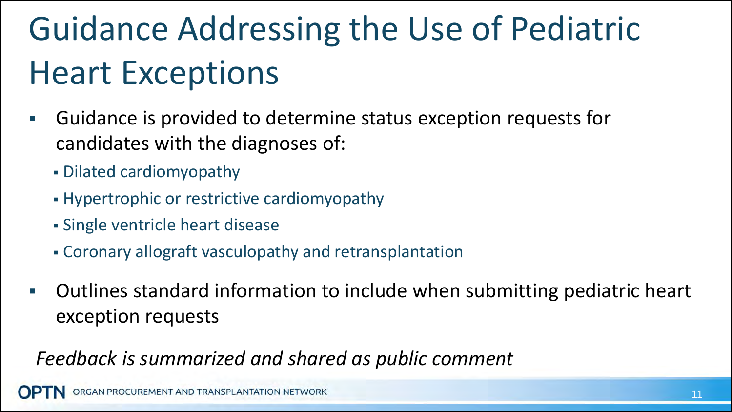# Guidance Addressing the Use of Pediatric Heart Exceptions

- Guidance is provided to determine status exception requests for candidates with the diagnoses of:
  - Dilated cardiomyopathy
  - Hypertrophic or restrictive cardiomyopathy
  - Single ventricle heart disease
  - Coronary allograft vasculopathy and retransplantation
- Outlines standard information to include when submitting pediatric heart exception requests

*Feedback is summarized and shared as public comment*